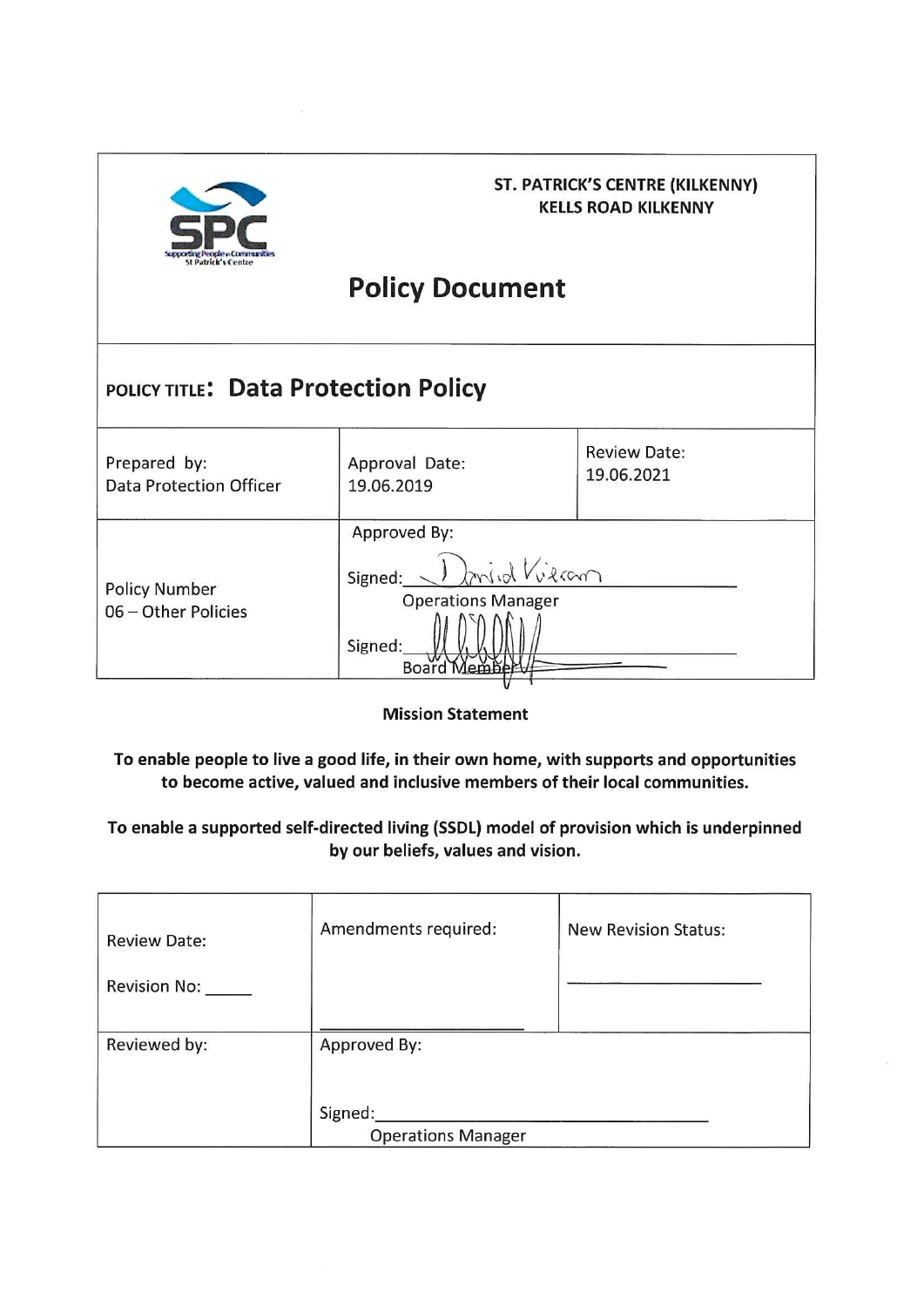SPC
Supporting People • Communities
St Patrick's Centre

**ST. PATRICK'S CENTRE (KILKENNY)**
**KELLS ROAD KILKENNY**

# Policy Document

| POLICY TITLE: **Data Protection Policy** | | |
|---|---|---|
| Prepared by:<br>Data Protection Officer | Approval Date:<br>19.06.2019 | Review Date:<br>19.06.2021 |
| Policy Number<br>06 – Other Policies | Approved By:<br><br>Signed: David Vicars<br>Operations Manager<br><br>Signed: ____________<br>Board Member | |

**Mission Statement**

**To enable people to live a good life, in their own home, with supports and opportunities to become active, valued and inclusive members of their local communities.**

**To enable a supported self-directed living (SSDL) model of provision which is underpinned by our beliefs, values and vision.**

| Review Date:<br><br>Revision No: _____ | Amendments required:<br><br>____________ | New Revision Status:<br><br>____________ |
|---|---|---|
| Reviewed by: | Approved By:<br><br>Signed: ____________<br>Operations Manager | |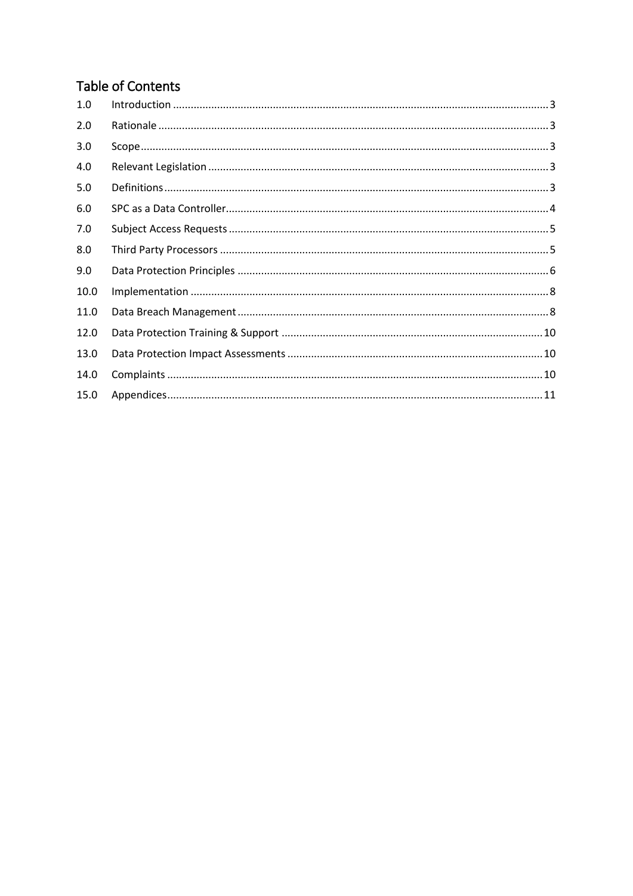## Table of Contents

| | | |
|---|---|---|
| 1.0 | Introduction | 3 |
| 2.0 | Rationale | 3 |
| 3.0 | Scope | 3 |
| 4.0 | Relevant Legislation | 3 |
| 5.0 | Definitions | 3 |
| 6.0 | SPC as a Data Controller | 4 |
| 7.0 | Subject Access Requests | 5 |
| 8.0 | Third Party Processors | 5 |
| 9.0 | Data Protection Principles | 6 |
| 10.0 | Implementation | 8 |
| 11.0 | Data Breach Management | 8 |
| 12.0 | Data Protection Training & Support | 10 |
| 13.0 | Data Protection Impact Assessments | 10 |
| 14.0 | Complaints | 10 |
| 15.0 | Appendices | 11 |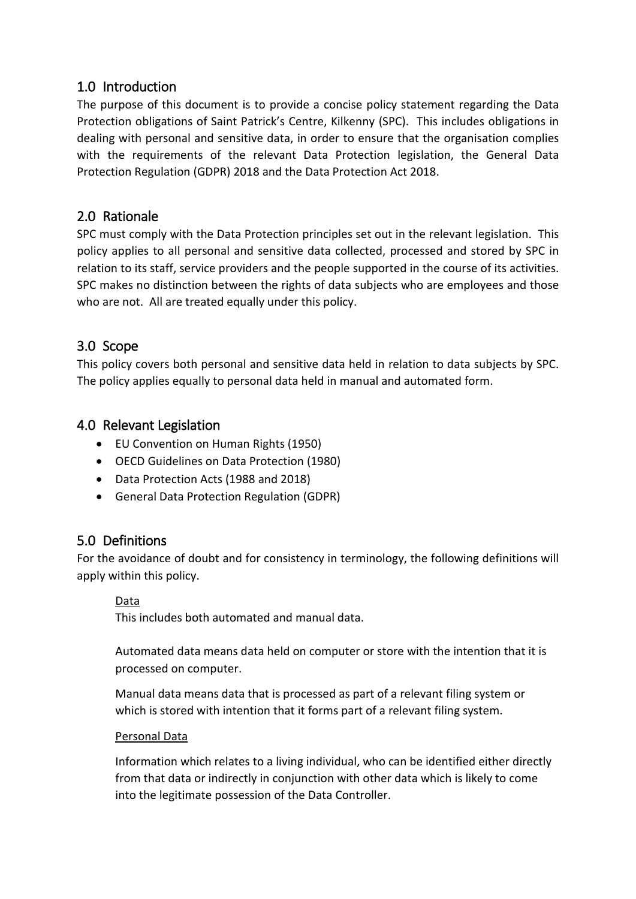## 1.0 Introduction

The purpose of this document is to provide a concise policy statement regarding the Data Protection obligations of Saint Patrick's Centre, Kilkenny (SPC). This includes obligations in dealing with personal and sensitive data, in order to ensure that the organisation complies with the requirements of the relevant Data Protection legislation, the General Data Protection Regulation (GDPR) 2018 and the Data Protection Act 2018.

## 2.0 Rationale

SPC must comply with the Data Protection principles set out in the relevant legislation. This policy applies to all personal and sensitive data collected, processed and stored by SPC in relation to its staff, service providers and the people supported in the course of its activities. SPC makes no distinction between the rights of data subjects who are employees and those who are not. All are treated equally under this policy.

## 3.0 Scope

This policy covers both personal and sensitive data held in relation to data subjects by SPC. The policy applies equally to personal data held in manual and automated form.

## 4.0 Relevant Legislation

- EU Convention on Human Rights (1950)
- OECD Guidelines on Data Protection (1980)
- Data Protection Acts (1988 and 2018)
- General Data Protection Regulation (GDPR)

## 5.0 Definitions

For the avoidance of doubt and for consistency in terminology, the following definitions will apply within this policy.

<u>Data</u>

This includes both automated and manual data.

Automated data means data held on computer or store with the intention that it is processed on computer.

Manual data means data that is processed as part of a relevant filing system or which is stored with intention that it forms part of a relevant filing system.

<u>Personal Data</u>

Information which relates to a living individual, who can be identified either directly from that data or indirectly in conjunction with other data which is likely to come into the legitimate possession of the Data Controller.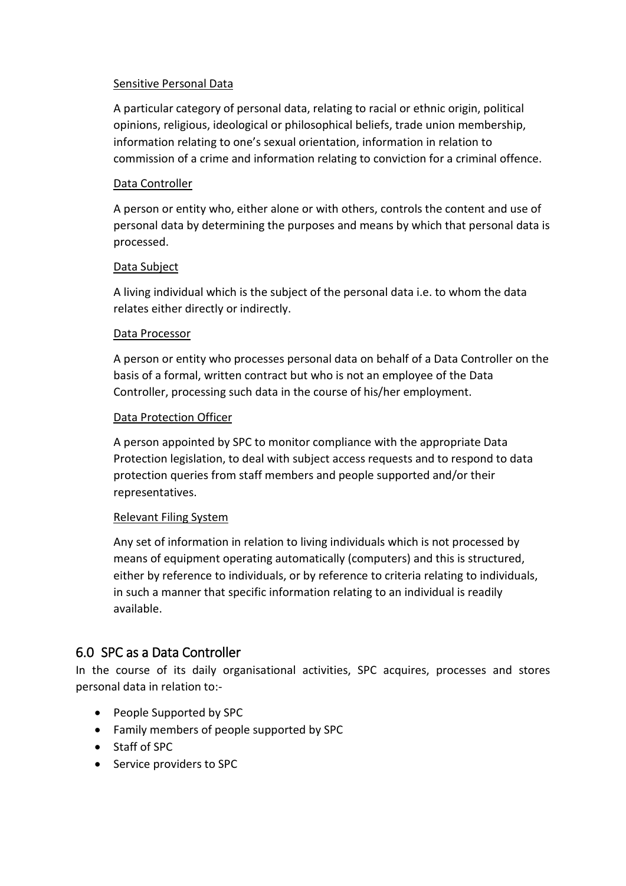Sensitive Personal Data

A particular category of personal data, relating to racial or ethnic origin, political opinions, religious, ideological or philosophical beliefs, trade union membership, information relating to one's sexual orientation, information in relation to commission of a crime and information relating to conviction for a criminal offence.

Data Controller

A person or entity who, either alone or with others, controls the content and use of personal data by determining the purposes and means by which that personal data is processed.

Data Subject

A living individual which is the subject of the personal data i.e. to whom the data relates either directly or indirectly.

Data Processor

A person or entity who processes personal data on behalf of a Data Controller on the basis of a formal, written contract but who is not an employee of the Data Controller, processing such data in the course of his/her employment.

Data Protection Officer

A person appointed by SPC to monitor compliance with the appropriate Data Protection legislation, to deal with subject access requests and to respond to data protection queries from staff members and people supported and/or their representatives.

Relevant Filing System

Any set of information in relation to living individuals which is not processed by means of equipment operating automatically (computers) and this is structured, either by reference to individuals, or by reference to criteria relating to individuals, in such a manner that specific information relating to an individual is readily available.

## 6.0 SPC as a Data Controller

In the course of its daily organisational activities, SPC acquires, processes and stores personal data in relation to:-

- People Supported by SPC
- Family members of people supported by SPC
- Staff of SPC
- Service providers to SPC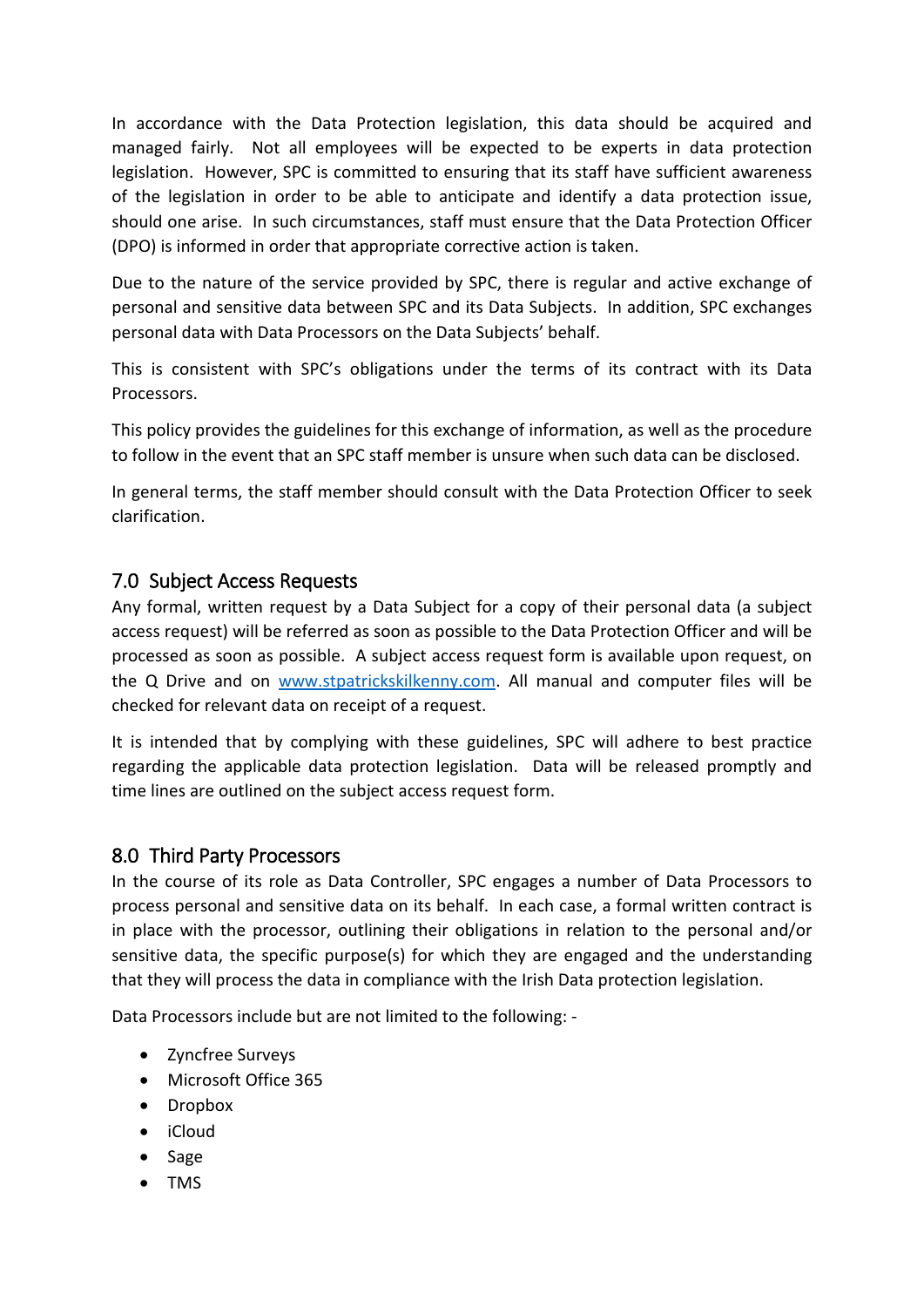In accordance with the Data Protection legislation, this data should be acquired and managed fairly. Not all employees will be expected to be experts in data protection legislation. However, SPC is committed to ensuring that its staff have sufficient awareness of the legislation in order to be able to anticipate and identify a data protection issue, should one arise. In such circumstances, staff must ensure that the Data Protection Officer (DPO) is informed in order that appropriate corrective action is taken.

Due to the nature of the service provided by SPC, there is regular and active exchange of personal and sensitive data between SPC and its Data Subjects. In addition, SPC exchanges personal data with Data Processors on the Data Subjects' behalf.

This is consistent with SPC's obligations under the terms of its contract with its Data Processors.

This policy provides the guidelines for this exchange of information, as well as the procedure to follow in the event that an SPC staff member is unsure when such data can be disclosed.

In general terms, the staff member should consult with the Data Protection Officer to seek clarification.

## 7.0 Subject Access Requests

Any formal, written request by a Data Subject for a copy of their personal data (a subject access request) will be referred as soon as possible to the Data Protection Officer and will be processed as soon as possible. A subject access request form is available upon request, on the Q Drive and on [www.stpatrickskilkenny.com](www.stpatrickskilkenny.com). All manual and computer files will be checked for relevant data on receipt of a request.

It is intended that by complying with these guidelines, SPC will adhere to best practice regarding the applicable data protection legislation. Data will be released promptly and time lines are outlined on the subject access request form.

## 8.0 Third Party Processors

In the course of its role as Data Controller, SPC engages a number of Data Processors to process personal and sensitive data on its behalf. In each case, a formal written contract is in place with the processor, outlining their obligations in relation to the personal and/or sensitive data, the specific purpose(s) for which they are engaged and the understanding that they will process the data in compliance with the Irish Data protection legislation.

Data Processors include but are not limited to the following: -

- Zyncfree Surveys
- Microsoft Office 365
- Dropbox
- iCloud
- Sage
- TMS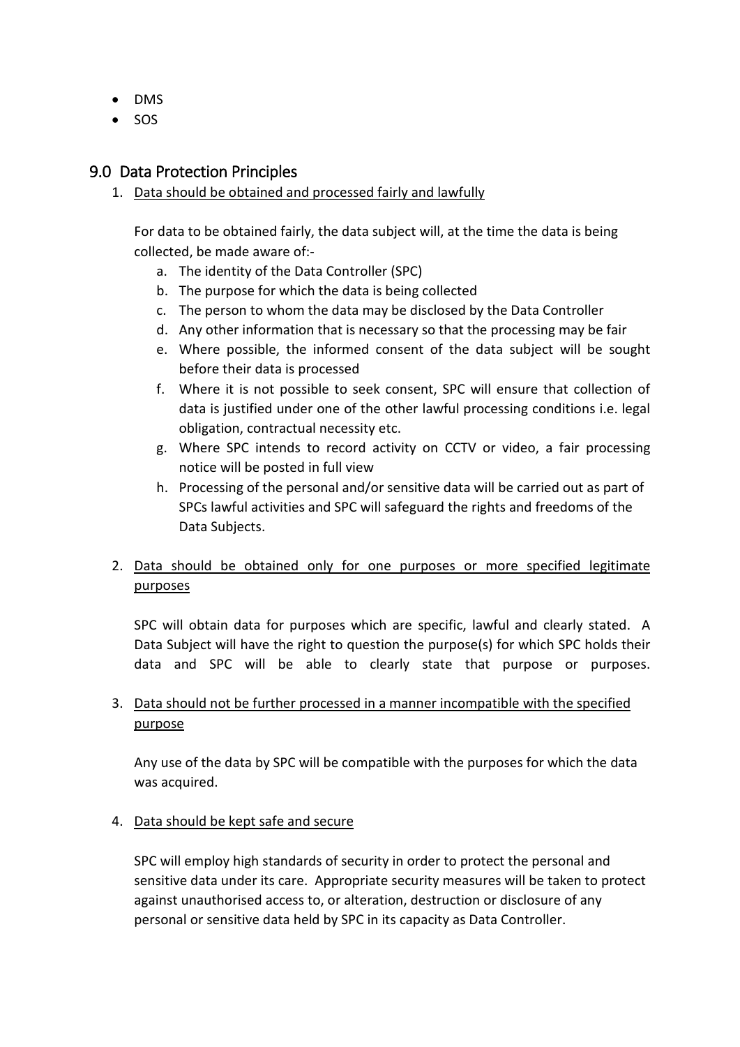- DMS
- SOS

## 9.0 Data Protection Principles

1. Data should be obtained and processed fairly and lawfully

   For data to be obtained fairly, the data subject will, at the time the data is being collected, be made aware of:-

   a. The identity of the Data Controller (SPC)
   b. The purpose for which the data is being collected
   c. The person to whom the data may be disclosed by the Data Controller
   d. Any other information that is necessary so that the processing may be fair
   e. Where possible, the informed consent of the data subject will be sought before their data is processed
   f. Where it is not possible to seek consent, SPC will ensure that collection of data is justified under one of the other lawful processing conditions i.e. legal obligation, contractual necessity etc.
   g. Where SPC intends to record activity on CCTV or video, a fair processing notice will be posted in full view
   h. Processing of the personal and/or sensitive data will be carried out as part of SPCs lawful activities and SPC will safeguard the rights and freedoms of the Data Subjects.

2. Data should be obtained only for one purposes or more specified legitimate purposes

   SPC will obtain data for purposes which are specific, lawful and clearly stated. A Data Subject will have the right to question the purpose(s) for which SPC holds their data and SPC will be able to clearly state that purpose or purposes.

3. Data should not be further processed in a manner incompatible with the specified purpose

   Any use of the data by SPC will be compatible with the purposes for which the data was acquired.

4. Data should be kept safe and secure

   SPC will employ high standards of security in order to protect the personal and sensitive data under its care. Appropriate security measures will be taken to protect against unauthorised access to, or alteration, destruction or disclosure of any personal or sensitive data held by SPC in its capacity as Data Controller.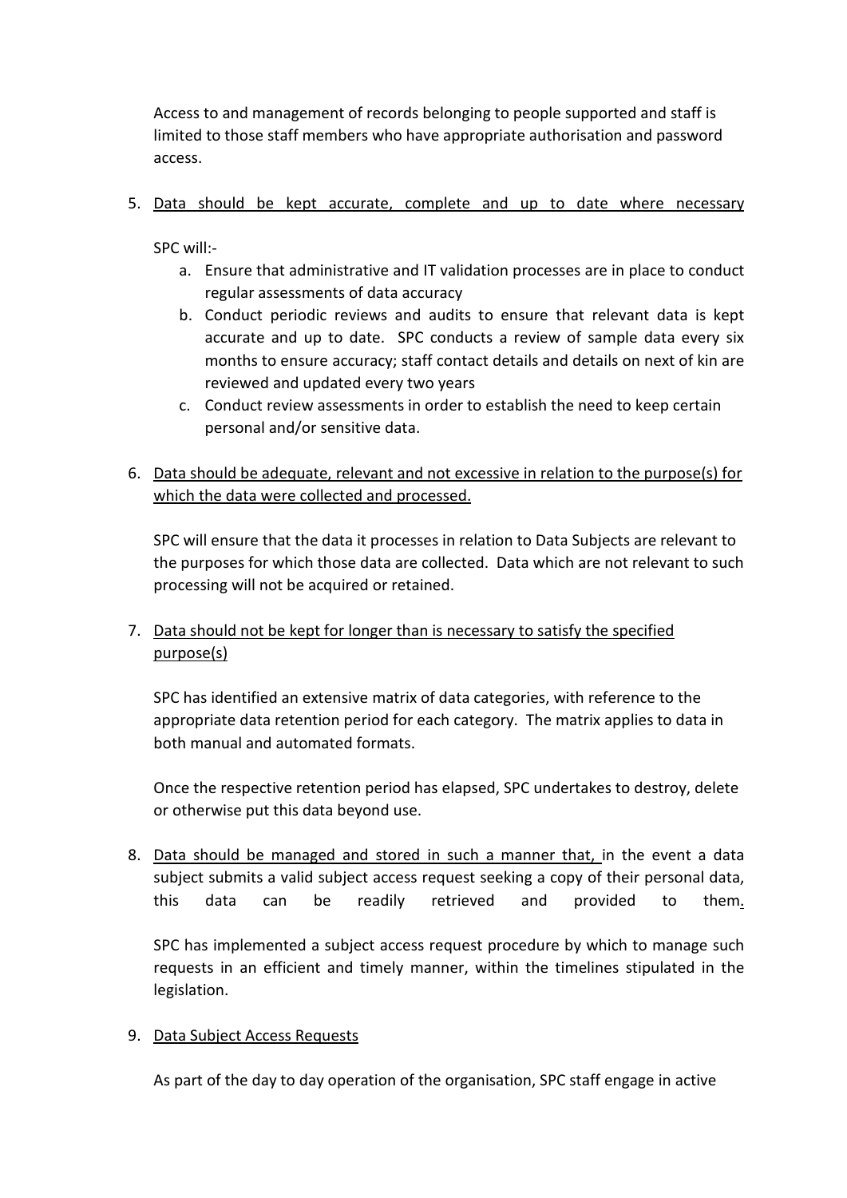Access to and management of records belonging to people supported and staff is limited to those staff members who have appropriate authorisation and password access.

5. Data should be kept accurate, complete and up to date where necessary

   SPC will:-

   a. Ensure that administrative and IT validation processes are in place to conduct regular assessments of data accuracy
   b. Conduct periodic reviews and audits to ensure that relevant data is kept accurate and up to date. SPC conducts a review of sample data every six months to ensure accuracy; staff contact details and details on next of kin are reviewed and updated every two years
   c. Conduct review assessments in order to establish the need to keep certain personal and/or sensitive data.

6. Data should be adequate, relevant and not excessive in relation to the purpose(s) for which the data were collected and processed.

   SPC will ensure that the data it processes in relation to Data Subjects are relevant to the purposes for which those data are collected. Data which are not relevant to such processing will not be acquired or retained.

7. Data should not be kept for longer than is necessary to satisfy the specified purpose(s)

   SPC has identified an extensive matrix of data categories, with reference to the appropriate data retention period for each category. The matrix applies to data in both manual and automated formats.

   Once the respective retention period has elapsed, SPC undertakes to destroy, delete or otherwise put this data beyond use.

8. Data should be managed and stored in such a manner that, in the event a data subject submits a valid subject access request seeking a copy of their personal data, this data can be readily retrieved and provided to them.

   SPC has implemented a subject access request procedure by which to manage such requests in an efficient and timely manner, within the timelines stipulated in the legislation.

9. Data Subject Access Requests

   As part of the day to day operation of the organisation, SPC staff engage in active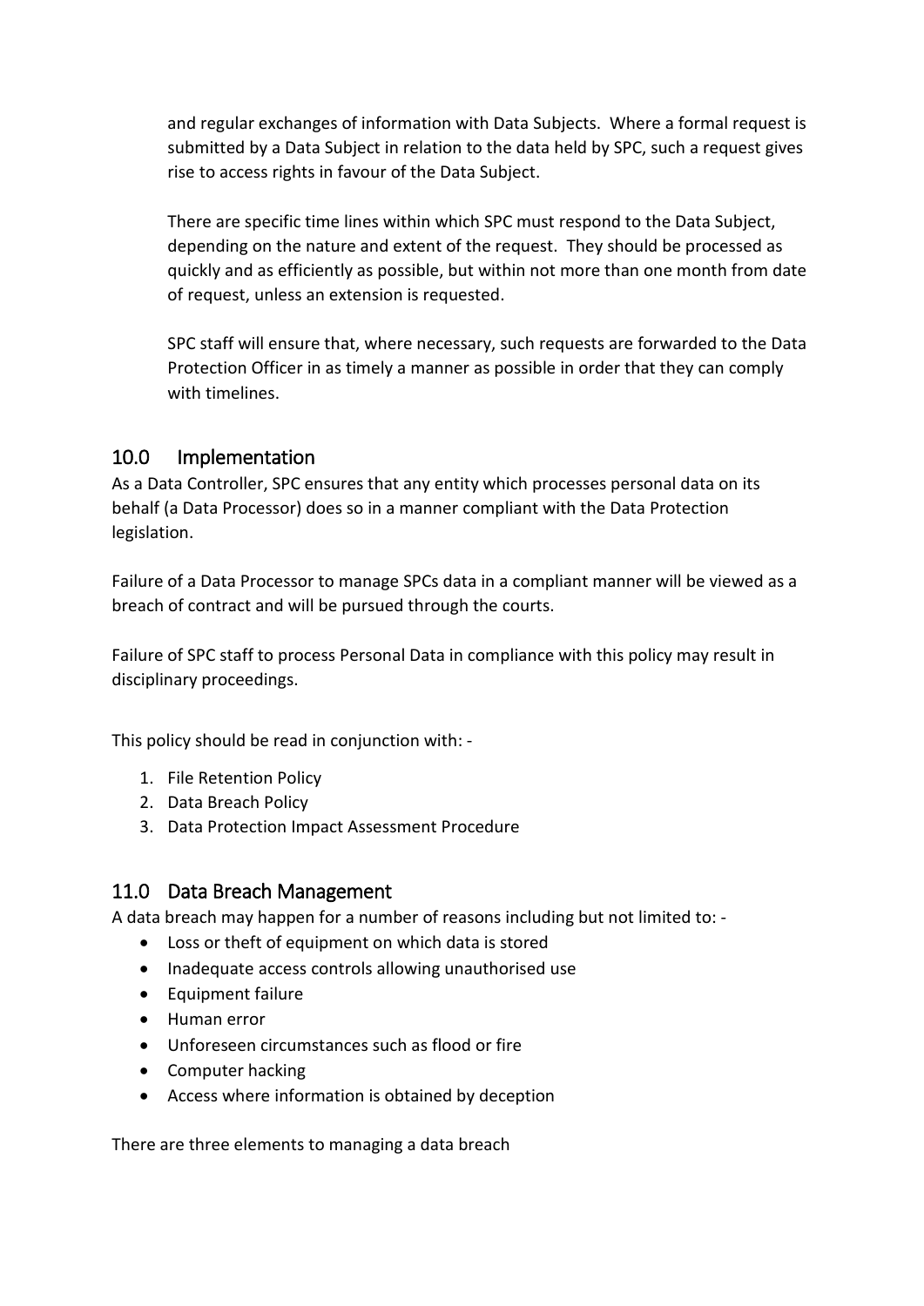and regular exchanges of information with Data Subjects. Where a formal request is submitted by a Data Subject in relation to the data held by SPC, such a request gives rise to access rights in favour of the Data Subject.

There are specific time lines within which SPC must respond to the Data Subject, depending on the nature and extent of the request. They should be processed as quickly and as efficiently as possible, but within not more than one month from date of request, unless an extension is requested.

SPC staff will ensure that, where necessary, such requests are forwarded to the Data Protection Officer in as timely a manner as possible in order that they can comply with timelines.

## 10.0 Implementation

As a Data Controller, SPC ensures that any entity which processes personal data on its behalf (a Data Processor) does so in a manner compliant with the Data Protection legislation.

Failure of a Data Processor to manage SPCs data in a compliant manner will be viewed as a breach of contract and will be pursued through the courts.

Failure of SPC staff to process Personal Data in compliance with this policy may result in disciplinary proceedings.

This policy should be read in conjunction with: -

1. File Retention Policy
2. Data Breach Policy
3. Data Protection Impact Assessment Procedure

## 11.0 Data Breach Management

A data breach may happen for a number of reasons including but not limited to: -

- Loss or theft of equipment on which data is stored
- Inadequate access controls allowing unauthorised use
- Equipment failure
- Human error
- Unforeseen circumstances such as flood or fire
- Computer hacking
- Access where information is obtained by deception

There are three elements to managing a data breach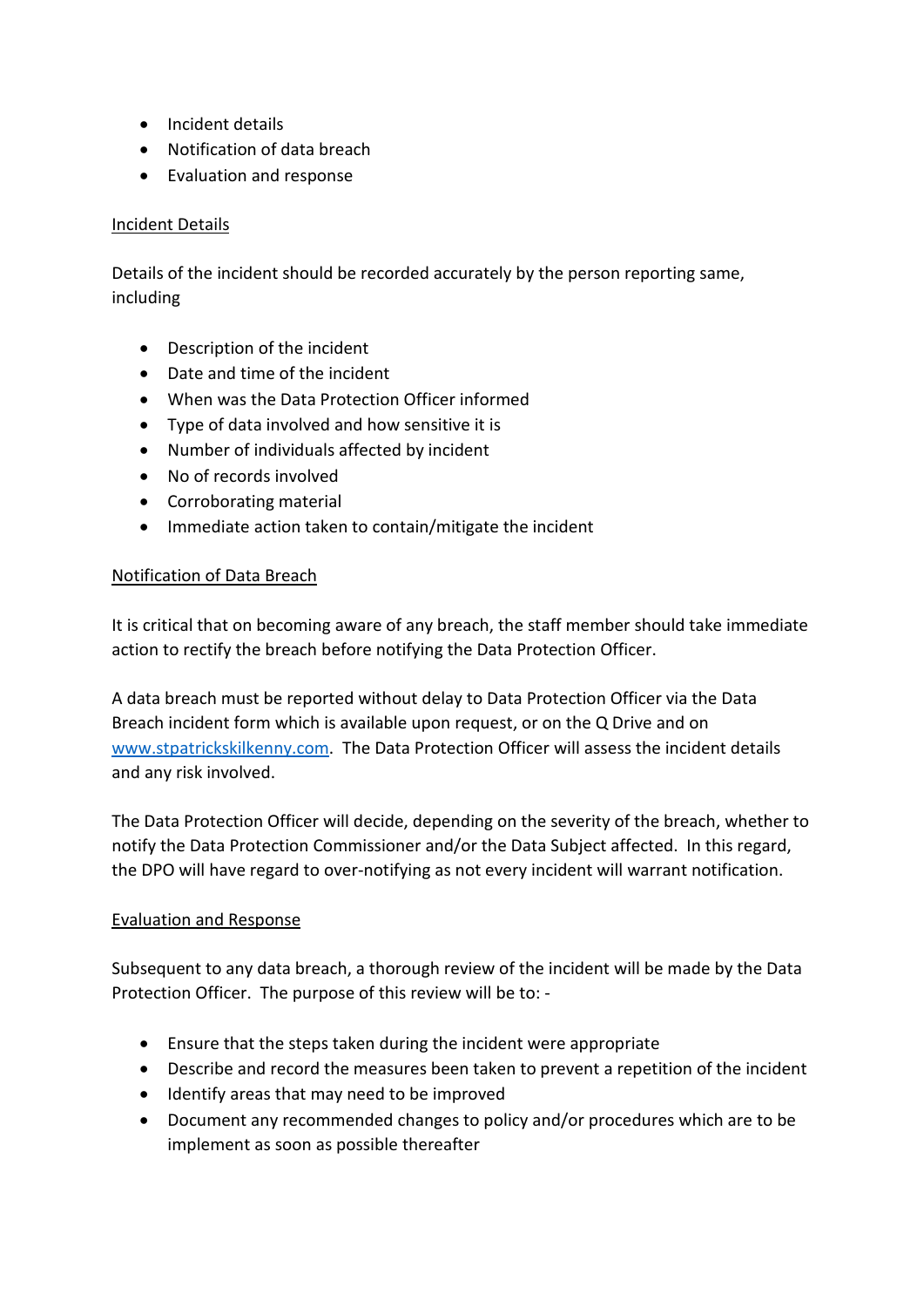- Incident details
- Notification of data breach
- Evaluation and response

## Incident Details

Details of the incident should be recorded accurately by the person reporting same, including

- Description of the incident
- Date and time of the incident
- When was the Data Protection Officer informed
- Type of data involved and how sensitive it is
- Number of individuals affected by incident
- No of records involved
- Corroborating material
- Immediate action taken to contain/mitigate the incident

## Notification of Data Breach

It is critical that on becoming aware of any breach, the staff member should take immediate action to rectify the breach before notifying the Data Protection Officer.

A data breach must be reported without delay to Data Protection Officer via the Data Breach incident form which is available upon request, or on the Q Drive and on [www.stpatrickskilkenny.com](http://www.stpatrickskilkenny.com). The Data Protection Officer will assess the incident details and any risk involved.

The Data Protection Officer will decide, depending on the severity of the breach, whether to notify the Data Protection Commissioner and/or the Data Subject affected. In this regard, the DPO will have regard to over-notifying as not every incident will warrant notification.

## Evaluation and Response

Subsequent to any data breach, a thorough review of the incident will be made by the Data Protection Officer. The purpose of this review will be to: -

- Ensure that the steps taken during the incident were appropriate
- Describe and record the measures been taken to prevent a repetition of the incident
- Identify areas that may need to be improved
- Document any recommended changes to policy and/or procedures which are to be implement as soon as possible thereafter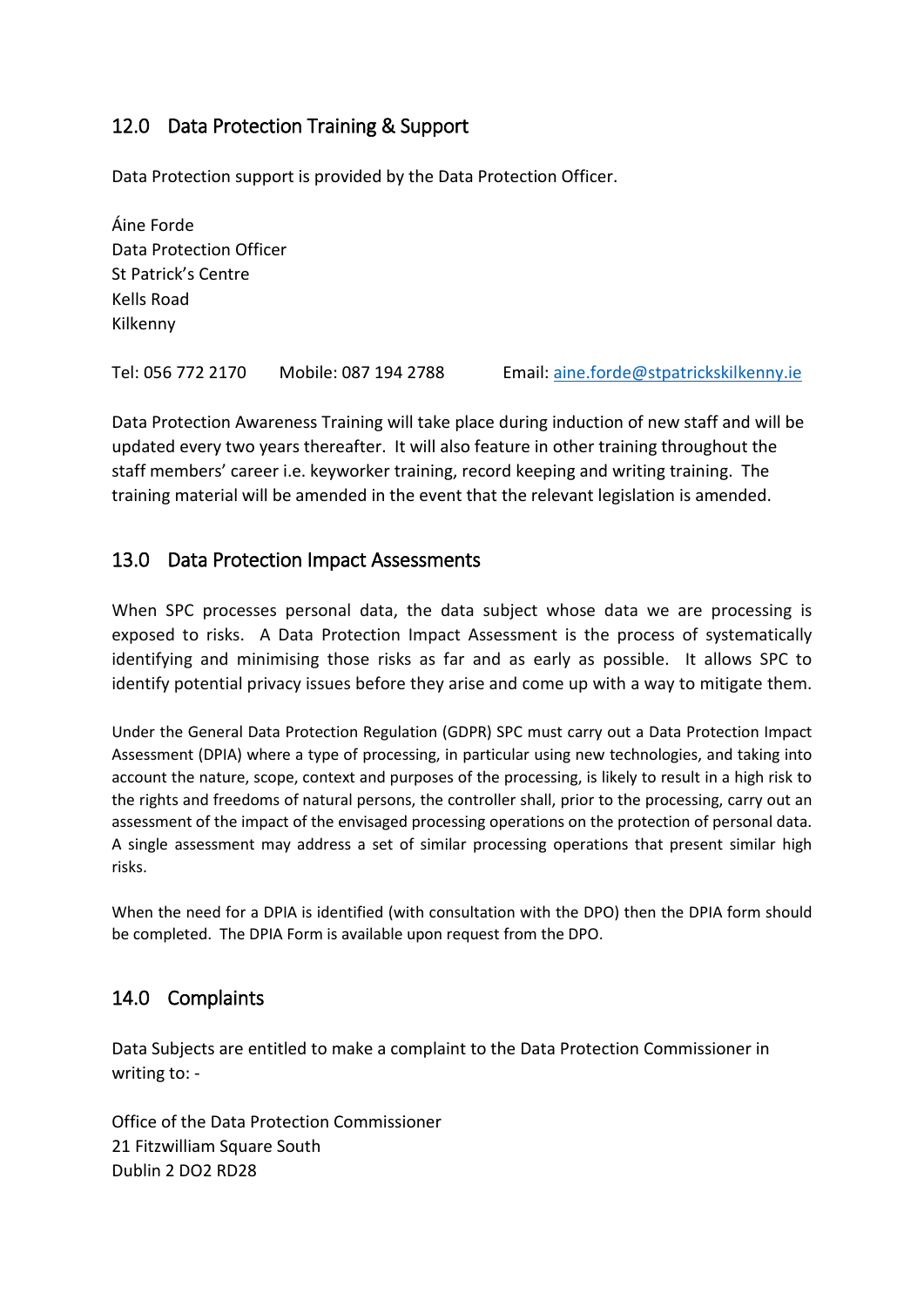## 12.0 Data Protection Training & Support

Data Protection support is provided by the Data Protection Officer.

Áine Forde  
Data Protection Officer  
St Patrick's Centre  
Kells Road  
Kilkenny

Tel: 056 772 2170 Mobile: 087 194 2788 Email: aine.forde@stpatrickskilkenny.ie

Data Protection Awareness Training will take place during induction of new staff and will be updated every two years thereafter. It will also feature in other training throughout the staff members' career i.e. keyworker training, record keeping and writing training. The training material will be amended in the event that the relevant legislation is amended.

## 13.0 Data Protection Impact Assessments

When SPC processes personal data, the data subject whose data we are processing is exposed to risks. A Data Protection Impact Assessment is the process of systematically identifying and minimising those risks as far and as early as possible. It allows SPC to identify potential privacy issues before they arise and come up with a way to mitigate them.

Under the General Data Protection Regulation (GDPR) SPC must carry out a Data Protection Impact Assessment (DPIA) where a type of processing, in particular using new technologies, and taking into account the nature, scope, context and purposes of the processing, is likely to result in a high risk to the rights and freedoms of natural persons, the controller shall, prior to the processing, carry out an assessment of the impact of the envisaged processing operations on the protection of personal data. A single assessment may address a set of similar processing operations that present similar high risks.

When the need for a DPIA is identified (with consultation with the DPO) then the DPIA form should be completed. The DPIA Form is available upon request from the DPO.

## 14.0 Complaints

Data Subjects are entitled to make a complaint to the Data Protection Commissioner in writing to: -

Office of the Data Protection Commissioner  
21 Fitzwilliam Square South  
Dublin 2 DO2 RD28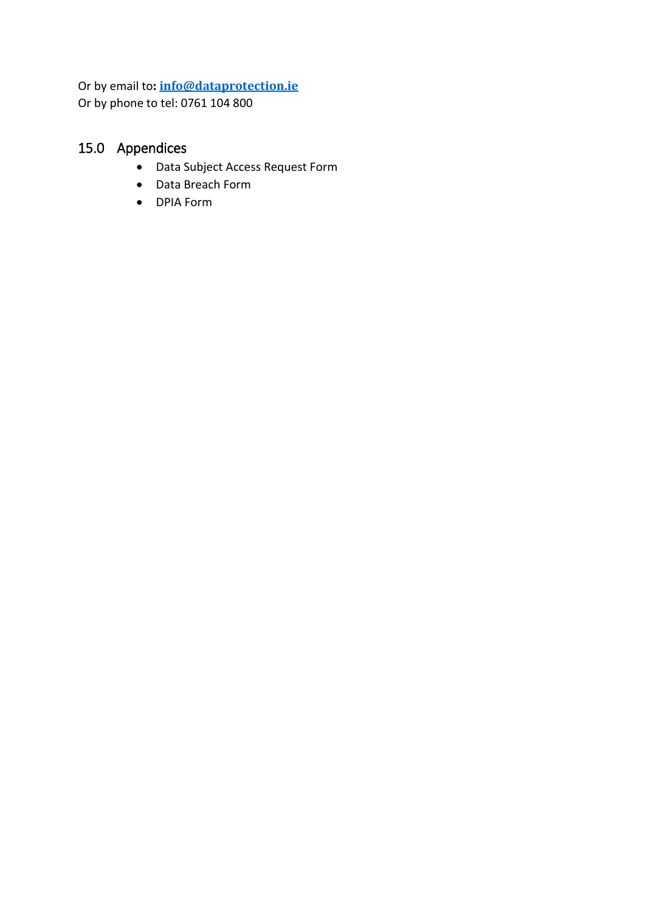Or by email to**:** **info@dataprotection.ie**
Or by phone to tel: 0761 104 800

## 15.0 Appendices

- Data Subject Access Request Form
- Data Breach Form
- DPIA Form